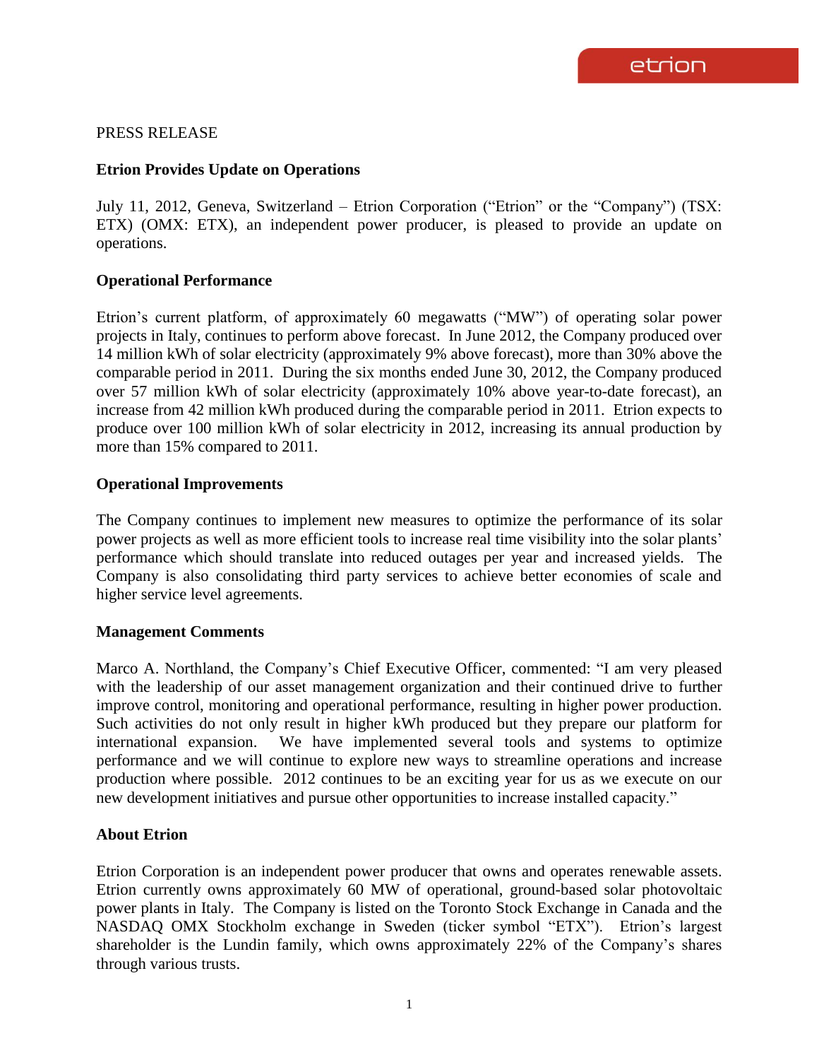PRESS RELEASE

## Etrion Provides Update on Operations

July 11, 2012, Geneva, Switzerland – Etrion Corporation ("Etrion" or the "Company") (TSX: ETX) (OMX: ETX), an independent power producer, is pleased to provide an update on operations.

### Operational Performance

Etrion's current platform, of approximately 60 megawatts ("MW") of operating solar power projects in Italy, continues to perform above forecast. In June 2012, the Company produced over 14 million kWh of solar electricity (approximately 9% above forecast), more than 30% above the comparable period in 2011. During the six months ended June 30, 2012, the Company produced over 57 million kWh of solar electricity (approximately 10% above year-to-date forecast), an increase from 42 million kWh produced during the comparable period in 2011. Etrion expects to produce over 100 million kWh of solar electricity in 2012, increasing its annual production by more than 15% compared to 2011.

### Operational Improvements

The Company continues to implement new measures to optimize the performance of its solar power projects as well as more efficient tools to increase real time visibility into the solar plants' performance which should translate into reduced outages per year and increased yields. The Company is also consolidating third party services to achieve better economies of scale and higher service level agreements.

### Management Comments

Marco A. Northland, the Company's Chief Executive Officer, commented: "I am very pleased with the leadership of our asset management organization and their continued drive to further improve control, monitoring and operational performance, resulting in higher power production. Such activities do not only result in higher kWh produced but they prepare our platform for international expansion. We have implemented several tools and systems to optimize performance and we will continue to explore new ways to streamline operations and increase production where possible. 2012 continues to be an exciting year for us as we execute on our new development initiatives and pursue other opportunities to increase installed capacity."

### About Etrion

Etrion Corporation is an independent power producer that owns and operates renewable assets. Etrion currently owns approximately 60 MW of operational, ground-based solar photovoltaic power plants in Italy. The Company is listed on the Toronto Stock Exchange in Canada and the NASDAQ OMX Stockholm exchange in Sweden (ticker symbol "ETX"). Etrion's largest shareholder is the Lundin family, which owns approximately 22% of the Company's shares through various trusts.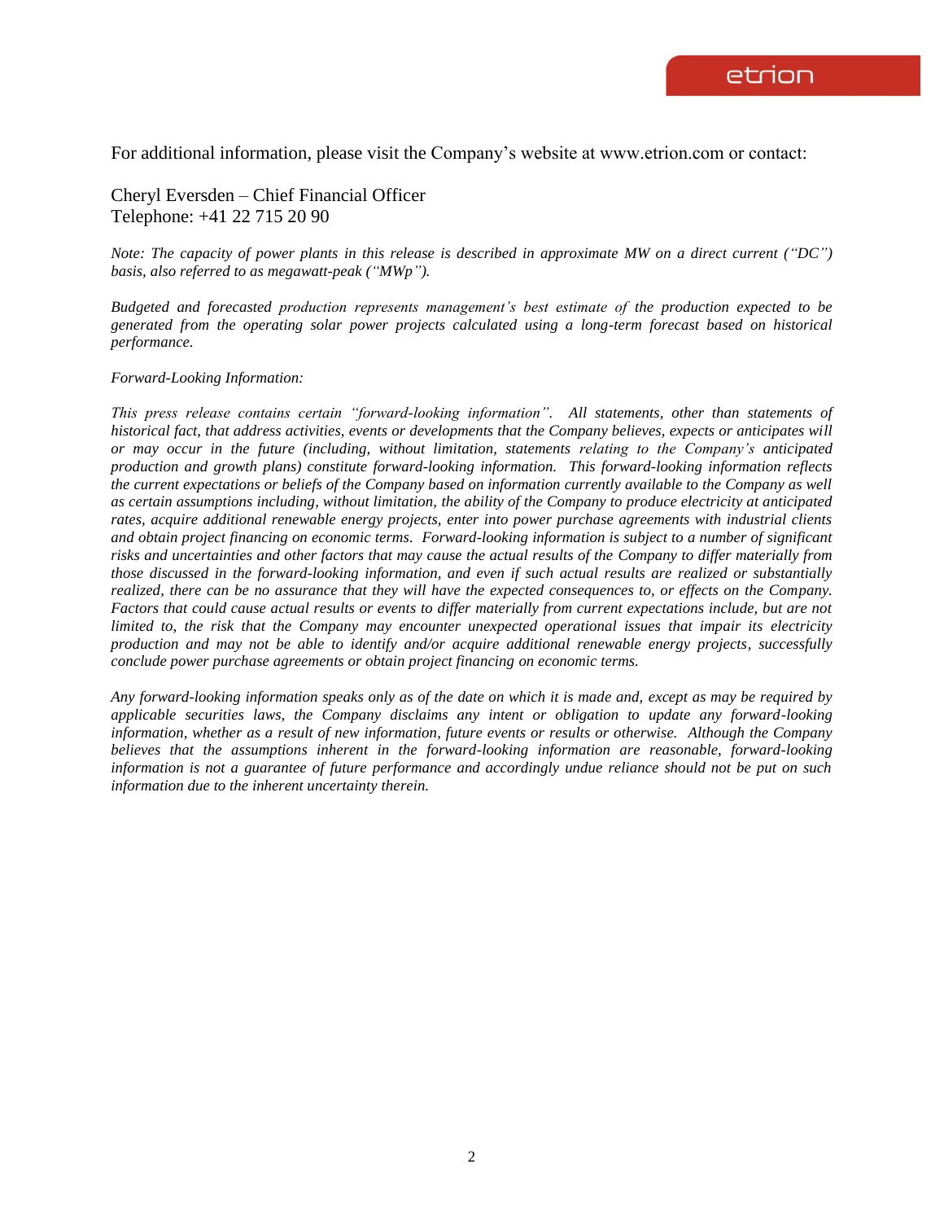For additional information, please visit the Company's website at www.etrion.com or contact:

Cheryl Eversden – Chief Financial Officer
Telephone: +41 22 715 20 90

*Note: The capacity of power plants in this release is described in approximate MW on a direct current ("DC") basis, also referred to as megawatt-peak ("MWp").*

*Budgeted and forecasted production represents management's best estimate of the production expected to be generated from the operating solar power projects calculated using a long-term forecast based on historical performance.*

*Forward-Looking Information:*

*This press release contains certain "forward-looking information". All statements, other than statements of historical fact, that address activities, events or developments that the Company believes, expects or anticipates will or may occur in the future (including, without limitation, statements relating to the Company's anticipated production and growth plans) constitute forward-looking information. This forward-looking information reflects the current expectations or beliefs of the Company based on information currently available to the Company as well as certain assumptions including, without limitation, the ability of the Company to produce electricity at anticipated rates, acquire additional renewable energy projects, enter into power purchase agreements with industrial clients and obtain project financing on economic terms. Forward-looking information is subject to a number of significant risks and uncertainties and other factors that may cause the actual results of the Company to differ materially from those discussed in the forward-looking information, and even if such actual results are realized or substantially realized, there can be no assurance that they will have the expected consequences to, or effects on the Company. Factors that could cause actual results or events to differ materially from current expectations include, but are not limited to, the risk that the Company may encounter unexpected operational issues that impair its electricity production and may not be able to identify and/or acquire additional renewable energy projects, successfully conclude power purchase agreements or obtain project financing on economic terms.*

*Any forward-looking information speaks only as of the date on which it is made and, except as may be required by applicable securities laws, the Company disclaims any intent or obligation to update any forward-looking information, whether as a result of new information, future events or results or otherwise. Although the Company believes that the assumptions inherent in the forward-looking information are reasonable, forward-looking information is not a guarantee of future performance and accordingly undue reliance should not be put on such information due to the inherent uncertainty therein.*